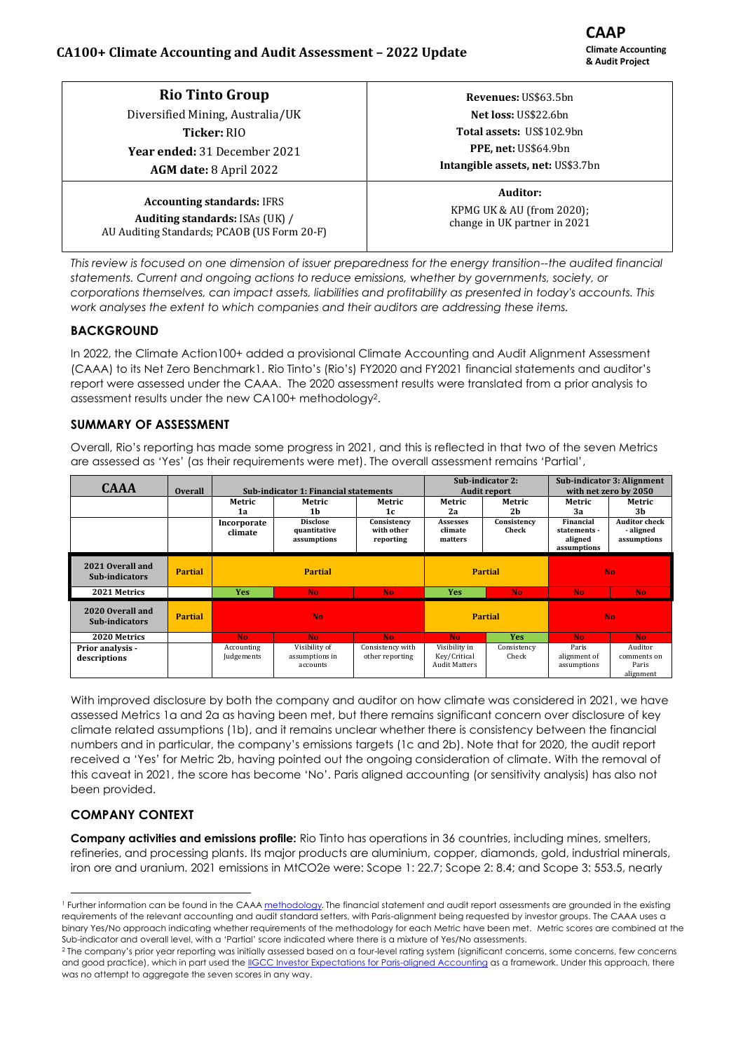# CA100+ Climate Accounting and Audit Assessment – 2022 Update

**CAAP**
**Climate Accounting & Audit Project**

| **Rio Tinto Group**<br>Diversified Mining, Australia/UK<br>**Ticker:** RIO<br>**Year ended:** 31 December 2021<br>**AGM date:** 8 April 2022 | **Revenues:** US$63.5bn<br>**Net loss:** US$22.6bn<br>**Total assets:** US$102.9bn<br>**PPE, net:** US$64.9bn<br>**Intangible assets, net:** US$3.7bn |
|---|---|
| **Accounting standards:** IFRS<br>**Auditing standards:** ISAs (UK) / AU Auditing Standards; PCAOB (US Form 20-F) | **Auditor:**<br>KPMG UK & AU (from 2020); change in UK partner in 2021 |

*This review is focused on one dimension of issuer preparedness for the energy transition--the audited financial statements. Current and ongoing actions to reduce emissions, whether by governments, society, or corporations themselves, can impact assets, liabilities and profitability as presented in today's accounts. This work analyses the extent to which companies and their auditors are addressing these items.*

## BACKGROUND

In 2022, the Climate Action100+ added a provisional Climate Accounting and Audit Alignment Assessment (CAAA) to its Net Zero Benchmark[1]. Rio Tinto's (Rio's) FY2020 and FY2021 financial statements and auditor's report were assessed under the CAAA. The 2020 assessment results were translated from a prior analysis to assessment results under the new CA100+ methodology[2].

## SUMMARY OF ASSESSMENT

Overall, Rio's reporting has made some progress in 2021, and this is reflected in that two of the seven Metrics are assessed as 'Yes' (as their requirements were met). The overall assessment remains 'Partial',

| CAAA | Overall | Sub-indicator 1: Financial statements | | | Sub-indicator 2: Audit report | | Sub-indicator 3: Alignment with net zero by 2050 | |
|---|---|---|---|---|---|---|---|---|
| | | Metric 1a | Metric 1b | Metric 1c | Metric 2a | Metric 2b | Metric 3a | Metric 3b |
| | | Incorporate climate | Disclose quantitative assumptions | Consistency with other reporting | Assesses climate matters | Consistency Check | Financial statements - aligned assumptions | Auditor check - aligned assumptions |
| **2021 Overall and Sub-indicators** | Partial | Partial | | | Partial | | No | |
| **2021 Metrics** | | Yes | No | No | Yes | No | No | No |
| **2020 Overall and Sub-indicators** | Partial | No | | | Partial | | No | |
| **2020 Metrics** | | No | No | No | No | Yes | No | No |
| **Prior analysis - descriptions** | | Accounting Judgements | Visibility of assumptions in accounts | Consistency with other reporting | Visibility in Key/Critical Audit Matters | Consistency Check | Paris alignment of assumptions | Auditor comments on Paris alignment |

With improved disclosure by both the company and auditor on how climate was considered in 2021, we have assessed Metrics 1a and 2a as having been met, but there remains significant concern over disclosure of key climate related assumptions (1b), and it remains unclear whether there is consistency between the financial numbers and in particular, the company's emissions targets (1c and 2b). Note that for 2020, the audit report received a 'Yes' for Metric 2b, having pointed out the ongoing consideration of climate. With the removal of this caveat in 2021, the score has become 'No'. Paris aligned accounting (or sensitivity analysis) has also not been provided.

## COMPANY CONTEXT

**Company activities and emissions profile:** Rio Tinto has operations in 36 countries, including mines, smelters, refineries, and processing plants. Its major products are aluminium, copper, diamonds, gold, industrial minerals, iron ore and uranium. 2021 emissions in $MtCO_2e$ were: Scope 1: 22.7; Scope 2: 8.4; and Scope 3: 553.5, nearly

[1] Further information can be found in the CAAA methodology. The financial statement and audit report assessments are grounded in the existing requirements of the relevant accounting and audit standard setters, with Paris-alignment being requested by investor groups. The CAAA uses a binary Yes/No approach indicating whether requirements of the methodology for each Metric have been met. Metric scores are combined at the Sub-indicator and overall level, with a 'Partial' score indicated where there is a mixture of Yes/No assessments.

[2] The company's prior year reporting was initially assessed based on a four-level rating system (significant concerns, some concerns, few concerns and good practice), which in part used the IIGCC Investor Expectations for Paris-aligned Accounting as a framework. Under this approach, there was no attempt to aggregate the seven scores in any way.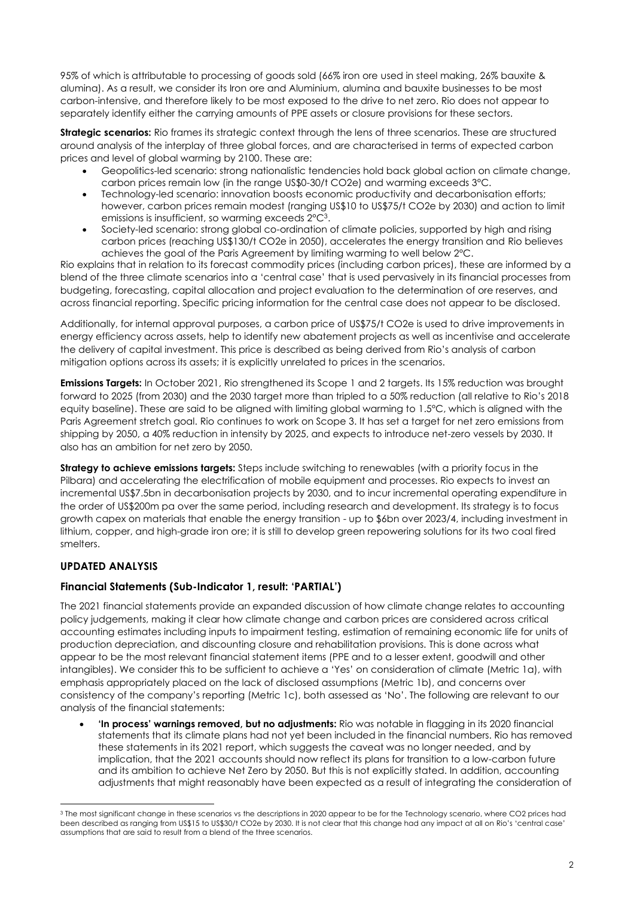95% of which is attributable to processing of goods sold (66% iron ore used in steel making, 26% bauxite & alumina). As a result, we consider its Iron ore and Aluminium, alumina and bauxite businesses to be most carbon-intensive, and therefore likely to be most exposed to the drive to net zero. Rio does not appear to separately identify either the carrying amounts of PPE assets or closure provisions for these sectors.

**Strategic scenarios:** Rio frames its strategic context through the lens of three scenarios. These are structured around analysis of the interplay of three global forces, and are characterised in terms of expected carbon prices and level of global warming by 2100. These are:

- Geopolitics-led scenario: strong nationalistic tendencies hold back global action on climate change, carbon prices remain low (in the range US$0-30/t $CO_2e$) and warming exceeds 3°C.
- Technology-led scenario: innovation boosts economic productivity and decarbonisation efforts; however, carbon prices remain modest (ranging US$10 to US$75/t $CO_2e$ by 2030) and action to limit emissions is insufficient, so warming exceeds 2°C[3].
- Society-led scenario: strong global co-ordination of climate policies, supported by high and rising carbon prices (reaching US$130/t $CO_2e$ in 2050), accelerates the energy transition and Rio believes achieves the goal of the Paris Agreement by limiting warming to well below 2°C.

Rio explains that in relation to its forecast commodity prices (including carbon prices), these are informed by a blend of the three climate scenarios into a 'central case' that is used pervasively in its financial processes from budgeting, forecasting, capital allocation and project evaluation to the determination of ore reserves, and across financial reporting. Specific pricing information for the central case does not appear to be disclosed.

Additionally, for internal approval purposes, a carbon price of US$75/t $CO_2e$ is used to drive improvements in energy efficiency across assets, help to identify new abatement projects as well as incentivise and accelerate the delivery of capital investment. This price is described as being derived from Rio's analysis of carbon mitigation options across its assets; it is explicitly unrelated to prices in the scenarios.

**Emissions Targets:** In October 2021, Rio strengthened its Scope 1 and 2 targets. Its 15% reduction was brought forward to 2025 (from 2030) and the 2030 target more than tripled to a 50% reduction (all relative to Rio's 2018 equity baseline). These are said to be aligned with limiting global warming to 1.5°C, which is aligned with the Paris Agreement stretch goal. Rio continues to work on Scope 3. It has set a target for net zero emissions from shipping by 2050, a 40% reduction in intensity by 2025, and expects to introduce net-zero vessels by 2030. It also has an ambition for net zero by 2050.

**Strategy to achieve emissions targets:** Steps include switching to renewables (with a priority focus in the Pilbara) and accelerating the electrification of mobile equipment and processes. Rio expects to invest an incremental US$7.5bn in decarbonisation projects by 2030, and to incur incremental operating expenditure in the order of US$200m pa over the same period, including research and development. Its strategy is to focus growth capex on materials that enable the energy transition - up to $6bn over 2023/4, including investment in lithium, copper, and high-grade iron ore; it is still to develop green repowering solutions for its two coal fired smelters.

## UPDATED ANALYSIS

### Financial Statements (Sub-Indicator 1, result: 'PARTIAL')

The 2021 financial statements provide an expanded discussion of how climate change relates to accounting policy judgements, making it clear how climate change and carbon prices are considered across critical accounting estimates including inputs to impairment testing, estimation of remaining economic life for units of production depreciation, and discounting closure and rehabilitation provisions. This is done across what appear to be the most relevant financial statement items (PPE and to a lesser extent, goodwill and other intangibles). We consider this to be sufficient to achieve a 'Yes' on consideration of climate (Metric 1a), with emphasis appropriately placed on the lack of disclosed assumptions (Metric 1b), and concerns over consistency of the company's reporting (Metric 1c), both assessed as 'No'. The following are relevant to our analysis of the financial statements:

- **'In process' warnings removed, but no adjustments:** Rio was notable in flagging in its 2020 financial statements that its climate plans had not yet been included in the financial numbers. Rio has removed these statements in its 2021 report, which suggests the caveat was no longer needed, and by implication, that the 2021 accounts should now reflect its plans for transition to a low-carbon future and its ambition to achieve Net Zero by 2050. But this is not explicitly stated. In addition, accounting adjustments that might reasonably have been expected as a result of integrating the consideration of

---

[3] The most significant change in these scenarios vs the descriptions in 2020 appear to be for the Technology scenario, where CO2 prices had been described as ranging from US$15 to US$30/t $CO_2e$ by 2030. It is not clear that this change had any impact at all on Rio's 'central case' assumptions that are said to result from a blend of the three scenarios.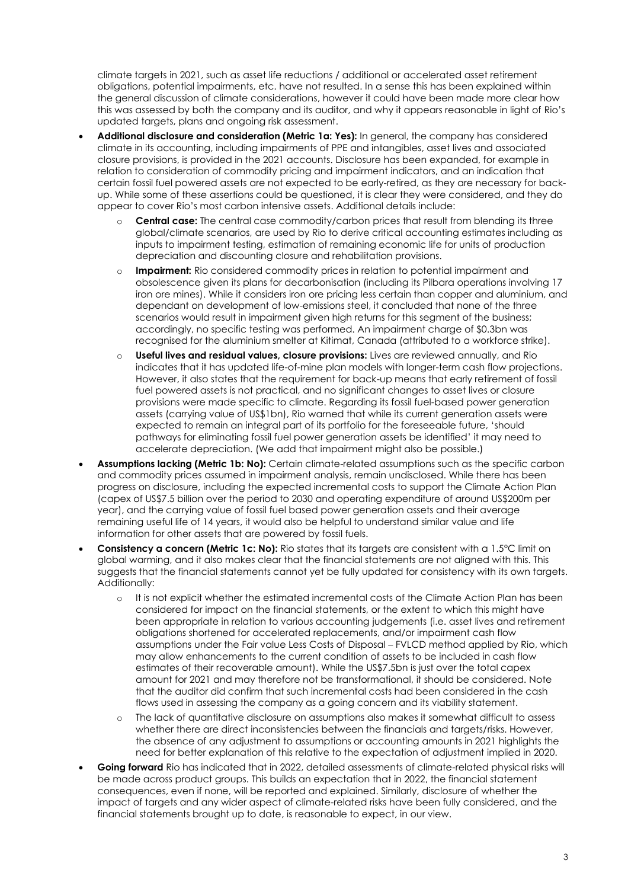climate targets in 2021, such as asset life reductions / additional or accelerated asset retirement obligations, potential impairments, etc. have not resulted. In a sense this has been explained within the general discussion of climate considerations, however it could have been made more clear how this was assessed by both the company and its auditor, and why it appears reasonable in light of Rio's updated targets, plans and ongoing risk assessment.

- **Additional disclosure and consideration (Metric 1a: Yes):** In general, the company has considered climate in its accounting, including impairments of PPE and intangibles, asset lives and associated closure provisions, is provided in the 2021 accounts. Disclosure has been expanded, for example in relation to consideration of commodity pricing and impairment indicators, and an indication that certain fossil fuel powered assets are not expected to be early-retired, as they are necessary for back-up. While some of these assertions could be questioned, it is clear they were considered, and they do appear to cover Rio's most carbon intensive assets. Additional details include:
  - **Central case:** The central case commodity/carbon prices that result from blending its three global/climate scenarios, are used by Rio to derive critical accounting estimates including as inputs to impairment testing, estimation of remaining economic life for units of production depreciation and discounting closure and rehabilitation provisions.
  - **Impairment:** Rio considered commodity prices in relation to potential impairment and obsolescence given its plans for decarbonisation (including its Pilbara operations involving 17 iron ore mines). While it considers iron ore pricing less certain than copper and aluminium, and dependant on development of low-emissions steel, it concluded that none of the three scenarios would result in impairment given high returns for this segment of the business; accordingly, no specific testing was performed. An impairment charge of $0.3bn was recognised for the aluminium smelter at Kitimat, Canada (attributed to a workforce strike).
  - **Useful lives and residual values, closure provisions:** Lives are reviewed annually, and Rio indicates that it has updated life-of-mine plan models with longer-term cash flow projections. However, it also states that the requirement for back-up means that early retirement of fossil fuel powered assets is not practical, and no significant changes to asset lives or closure provisions were made specific to climate. Regarding its fossil fuel-based power generation assets (carrying value of US$1bn), Rio warned that while its current generation assets were expected to remain an integral part of its portfolio for the foreseeable future, 'should pathways for eliminating fossil fuel power generation assets be identified' it may need to accelerate depreciation. (We add that impairment might also be possible.)
- **Assumptions lacking (Metric 1b: No):** Certain climate-related assumptions such as the specific carbon and commodity prices assumed in impairment analysis, remain undisclosed. While there has been progress on disclosure, including the expected incremental costs to support the Climate Action Plan (capex of US$7.5 billion over the period to 2030 and operating expenditure of around US$200m per year), and the carrying value of fossil fuel based power generation assets and their average remaining useful life of 14 years, it would also be helpful to understand similar value and life information for other assets that are powered by fossil fuels.
- **Consistency a concern (Metric 1c: No):** Rio states that its targets are consistent with a 1.5°C limit on global warming, and it also makes clear that the financial statements are not aligned with this. This suggests that the financial statements cannot yet be fully updated for consistency with its own targets. Additionally:
  - It is not explicit whether the estimated incremental costs of the Climate Action Plan has been considered for impact on the financial statements, or the extent to which this might have been appropriate in relation to various accounting judgements (i.e. asset lives and retirement obligations shortened for accelerated replacements, and/or impairment cash flow assumptions under the Fair value Less Costs of Disposal – FVLCD method applied by Rio, which may allow enhancements to the current condition of assets to be included in cash flow estimates of their recoverable amount). While the US$7.5bn is just over the total capex amount for 2021 and may therefore not be transformational, it should be considered. Note that the auditor did confirm that such incremental costs had been considered in the cash flows used in assessing the company as a going concern and its viability statement.
  - The lack of quantitative disclosure on assumptions also makes it somewhat difficult to assess whether there are direct inconsistencies between the financials and targets/risks. However, the absence of any adjustment to assumptions or accounting amounts in 2021 highlights the need for better explanation of this relative to the expectation of adjustment implied in 2020.
- **Going forward** Rio has indicated that in 2022, detailed assessments of climate-related physical risks will be made across product groups. This builds an expectation that in 2022, the financial statement consequences, even if none, will be reported and explained. Similarly, disclosure of whether the impact of targets and any wider aspect of climate-related risks have been fully considered, and the financial statements brought up to date, is reasonable to expect, in our view.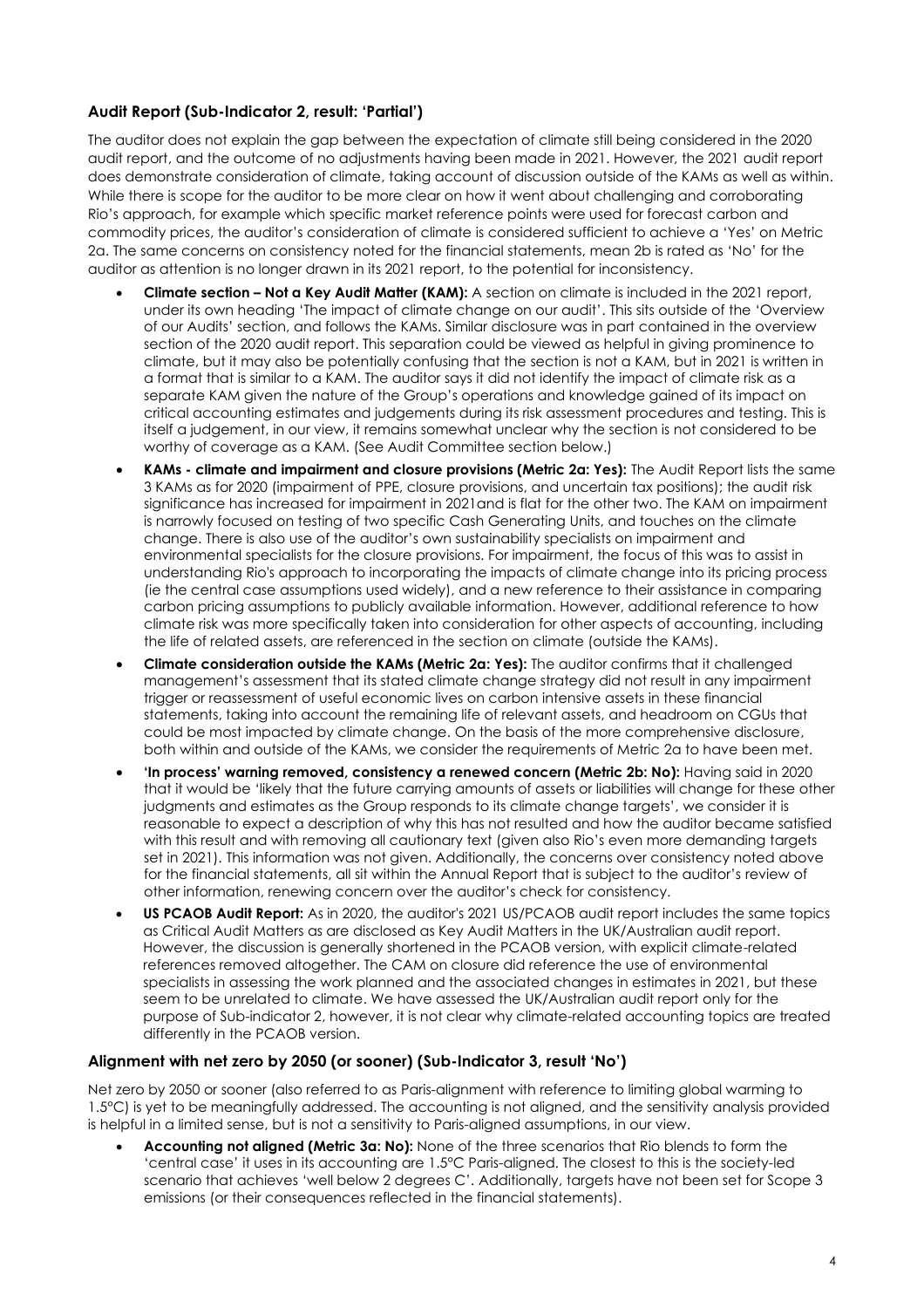### Audit Report (Sub-Indicator 2, result: 'Partial')

The auditor does not explain the gap between the expectation of climate still being considered in the 2020 audit report, and the outcome of no adjustments having been made in 2021. However, the 2021 audit report does demonstrate consideration of climate, taking account of discussion outside of the KAMs as well as within. While there is scope for the auditor to be more clear on how it went about challenging and corroborating Rio's approach, for example which specific market reference points were used for forecast carbon and commodity prices, the auditor's consideration of climate is considered sufficient to achieve a 'Yes' on Metric 2a. The same concerns on consistency noted for the financial statements, mean 2b is rated as 'No' for the auditor as attention is no longer drawn in its 2021 report, to the potential for inconsistency.

- **Climate section – Not a Key Audit Matter (KAM):** A section on climate is included in the 2021 report, under its own heading 'The impact of climate change on our audit'. This sits outside of the 'Overview of our Audits' section, and follows the KAMs. Similar disclosure was in part contained in the overview section of the 2020 audit report. This separation could be viewed as helpful in giving prominence to climate, but it may also be potentially confusing that the section is not a KAM, but in 2021 is written in a format that is similar to a KAM. The auditor says it did not identify the impact of climate risk as a separate KAM given the nature of the Group's operations and knowledge gained of its impact on critical accounting estimates and judgements during its risk assessment procedures and testing. This is itself a judgement, in our view, it remains somewhat unclear why the section is not considered to be worthy of coverage as a KAM. (See Audit Committee section below.)
- **KAMs - climate and impairment and closure provisions (Metric 2a: Yes):** The Audit Report lists the same 3 KAMs as for 2020 (impairment of PPE, closure provisions, and uncertain tax positions); the audit risk significance has increased for impairment in 2021and is flat for the other two. The KAM on impairment is narrowly focused on testing of two specific Cash Generating Units, and touches on the climate change. There is also use of the auditor's own sustainability specialists on impairment and environmental specialists for the closure provisions. For impairment, the focus of this was to assist in understanding Rio's approach to incorporating the impacts of climate change into its pricing process (ie the central case assumptions used widely), and a new reference to their assistance in comparing carbon pricing assumptions to publicly available information. However, additional reference to how climate risk was more specifically taken into consideration for other aspects of accounting, including the life of related assets, are referenced in the section on climate (outside the KAMs).
- **Climate consideration outside the KAMs (Metric 2a: Yes):** The auditor confirms that it challenged management's assessment that its stated climate change strategy did not result in any impairment trigger or reassessment of useful economic lives on carbon intensive assets in these financial statements, taking into account the remaining life of relevant assets, and headroom on CGUs that could be most impacted by climate change. On the basis of the more comprehensive disclosure, both within and outside of the KAMs, we consider the requirements of Metric 2a to have been met.
- **'In process' warning removed, consistency a renewed concern (Metric 2b: No):** Having said in 2020 that it would be 'likely that the future carrying amounts of assets or liabilities will change for these other judgments and estimates as the Group responds to its climate change targets', we consider it is reasonable to expect a description of why this has not resulted and how the auditor became satisfied with this result and with removing all cautionary text (given also Rio's even more demanding targets set in 2021). This information was not given. Additionally, the concerns over consistency noted above for the financial statements, all sit within the Annual Report that is subject to the auditor's review of other information, renewing concern over the auditor's check for consistency.
- **US PCAOB Audit Report:** As in 2020, the auditor's 2021 US/PCAOB audit report includes the same topics as Critical Audit Matters as are disclosed as Key Audit Matters in the UK/Australian audit report. However, the discussion is generally shortened in the PCAOB version, with explicit climate-related references removed altogether. The CAM on closure did reference the use of environmental specialists in assessing the work planned and the associated changes in estimates in 2021, but these seem to be unrelated to climate. We have assessed the UK/Australian audit report only for the purpose of Sub-indicator 2, however, it is not clear why climate-related accounting topics are treated differently in the PCAOB version.

### Alignment with net zero by 2050 (or sooner) (Sub-Indicator 3, result 'No')

Net zero by 2050 or sooner (also referred to as Paris-alignment with reference to limiting global warming to 1.5°C) is yet to be meaningfully addressed. The accounting is not aligned, and the sensitivity analysis provided is helpful in a limited sense, but is not a sensitivity to Paris-aligned assumptions, in our view.

- **Accounting not aligned (Metric 3a: No):** None of the three scenarios that Rio blends to form the 'central case' it uses in its accounting are 1.5°C Paris-aligned. The closest to this is the society-led scenario that achieves 'well below 2 degrees C'. Additionally, targets have not been set for Scope 3 emissions (or their consequences reflected in the financial statements).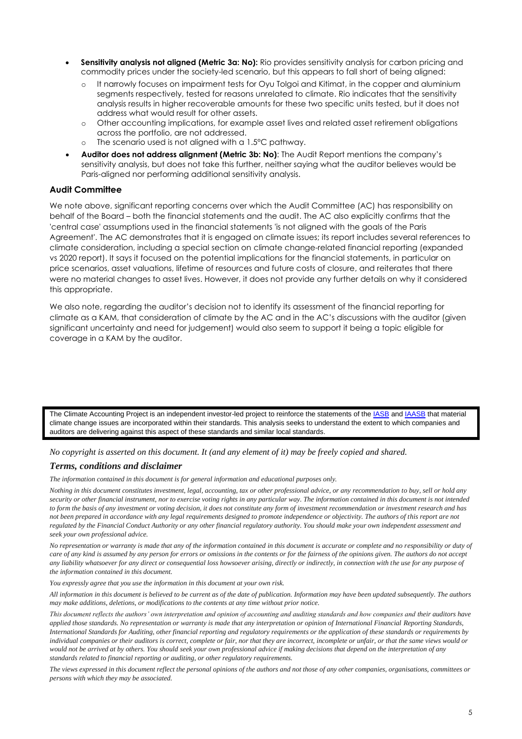- **Sensitivity analysis not aligned (Metric 3a: No):** Rio provides sensitivity analysis for carbon pricing and commodity prices under the society-led scenario, but this appears to fall short of being aligned:
    - It narrowly focuses on impairment tests for Oyu Tolgoi and Kitimat, in the copper and aluminium segments respectively, tested for reasons unrelated to climate. Rio indicates that the sensitivity analysis results in higher recoverable amounts for these two specific units tested, but it does not address what would result for other assets.
    - Other accounting implications, for example asset lives and related asset retirement obligations across the portfolio, are not addressed.
    - The scenario used is not aligned with a 1.5°C pathway.
- **Auditor does not address alignment (Metric 3b: No)**: The Audit Report mentions the company's sensitivity analysis, but does not take this further, neither saying what the auditor believes would be Paris-aligned nor performing additional sensitivity analysis.

### Audit Committee

We note above, significant reporting concerns over which the Audit Committee (AC) has responsibility on behalf of the Board – both the financial statements and the audit. The AC also explicitly confirms that the 'central case' assumptions used in the financial statements 'is not aligned with the goals of the Paris Agreement'. The AC demonstrates that it is engaged on climate issues; its report includes several references to climate consideration, including a special section on climate change-related financial reporting (expanded vs 2020 report). It says it focused on the potential implications for the financial statements, in particular on price scenarios, asset valuations, lifetime of resources and future costs of closure, and reiterates that there were no material changes to asset lives. However, it does not provide any further details on why it considered this appropriate.

We also note, regarding the auditor's decision not to identify its assessment of the financial reporting for climate as a KAM, that consideration of climate by the AC and in the AC's discussions with the auditor (given significant uncertainty and need for judgement) would also seem to support it being a topic eligible for coverage in a KAM by the auditor.

The Climate Accounting Project is an independent investor-led project to reinforce the statements of the IASB and IAASB that material climate change issues are incorporated within their standards. This analysis seeks to understand the extent to which companies and auditors are delivering against this aspect of these standards and similar local standards.

*No copyright is asserted on this document. It (and any element of it) may be freely copied and shared.*

### *Terms, conditions and disclaimer*

*The information contained in this document is for general information and educational purposes only.*

*Nothing in this document constitutes investment, legal, accounting, tax or other professional advice, or any recommendation to buy, sell or hold any security or other financial instrument, nor to exercise voting rights in any particular way. The information contained in this document is not intended to form the basis of any investment or voting decision, it does not constitute any form of investment recommendation or investment research and has not been prepared in accordance with any legal requirements designed to promote independence or objectivity. The authors of this report are not regulated by the Financial Conduct Authority or any other financial regulatory authority. You should make your own independent assessment and seek your own professional advice.*

*No representation or warranty is made that any of the information contained in this document is accurate or complete and no responsibility or duty of care of any kind is assumed by any person for errors or omissions in the contents or for the fairness of the opinions given. The authors do not accept any liability whatsoever for any direct or consequential loss howsoever arising, directly or indirectly, in connection with the use for any purpose of the information contained in this document.*

*You expressly agree that you use the information in this document at your own risk.*

*All information in this document is believed to be current as of the date of publication. Information may have been updated subsequently. The authors may make additions, deletions, or modifications to the contents at any time without prior notice.*

*This document reflects the authors' own interpretation and opinion of accounting and auditing standards and how companies and their auditors have applied those standards. No representation or warranty is made that any interpretation or opinion of International Financial Reporting Standards, International Standards for Auditing, other financial reporting and regulatory requirements or the application of these standards or requirements by individual companies or their auditors is correct, complete or fair, nor that they are incorrect, incomplete or unfair, or that the same views would or would not be arrived at by others. You should seek your own professional advice if making decisions that depend on the interpretation of any standards related to financial reporting or auditing, or other regulatory requirements.*

*The views expressed in this document reflect the personal opinions of the authors and not those of any other companies, organisations, committees or persons with which they may be associated.*